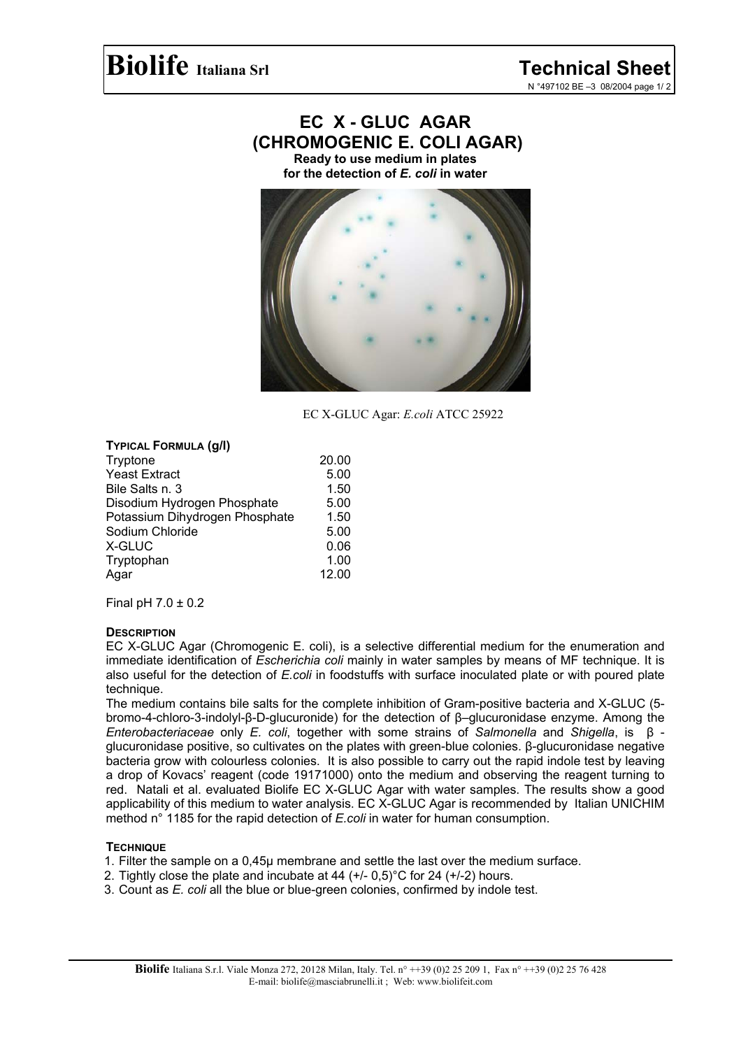# Biolife Italiana Srl

## Technical Sheet

N °497102 BE –3 08/2004

# EC X - GLUC AGAR
# (CHROMOGENIC E. COLI AGAR)

**Ready to use medium in plates**
**for the detection of *E. coli* in water**

EC X-GLUC Agar: *E.coli* ATCC 25922

**TYPICAL FORMULA (g/l)**

| | |
|---|---|
| Tryptone | 20.00 |
| Yeast Extract | 5.00 |
| Bile Salts n. 3 | 1.50 |
| Disodium Hydrogen Phosphate | 5.00 |
| Potassium Dihydrogen Phosphate | 1.50 |
| Sodium Chloride | 5.00 |
| X-GLUC | 0.06 |
| Tryptophan | 1.00 |
| Agar | 12.00 |

Final pH 7.0 ± 0.2

**DESCRIPTION**

EC X-GLUC Agar (Chromogenic E. coli), is a selective differential medium for the enumeration and immediate identification of *Escherichia coli* mainly in water samples by means of MF technique. It is also useful for the detection of *E.coli* in foodstuffs with surface inoculated plate or with poured plate technique.

The medium contains bile salts for the complete inhibition of Gram-positive bacteria and X-GLUC (5-bromo-4-chloro-3-indolyl-β-D-glucuronide) for the detection of β–glucuronidase enzyme. Among the *Enterobacteriaceae* only *E. coli*, together with some strains of *Salmonella* and *Shigella*, is β - glucuronidase positive, so cultivates on the plates with green-blue colonies. β-glucuronidase negative bacteria grow with colourless colonies. It is also possible to carry out the rapid indole test by leaving a drop of Kovacs' reagent (code 19171000) onto the medium and observing the reagent turning to red. Natali et al. evaluated Biolife EC X-GLUC Agar with water samples. The results show a good applicability of this medium to water analysis. EC X-GLUC Agar is recommended by Italian UNICHIM method n° 1185 for the rapid detection of *E.coli* in water for human consumption.

**TECHNIQUE**

1. Filter the sample on a 0,45μ membrane and settle the last over the medium surface.
2. Tightly close the plate and incubate at 44 (+/- 0,5)°C for 24 (+/-2) hours.
3. Count as *E. coli* all the blue or blue-green colonies, confirmed by indole test.

**Biolife** Italiana S.r.l. Viale Monza 272, 20128 Milan, Italy. Tel. n° ++39 (0)2 25 209 1, Fax n° ++39 (0)2 25 76 428
E-mail: biolife@masciabrunelli.it ; Web: www.biolifeit.com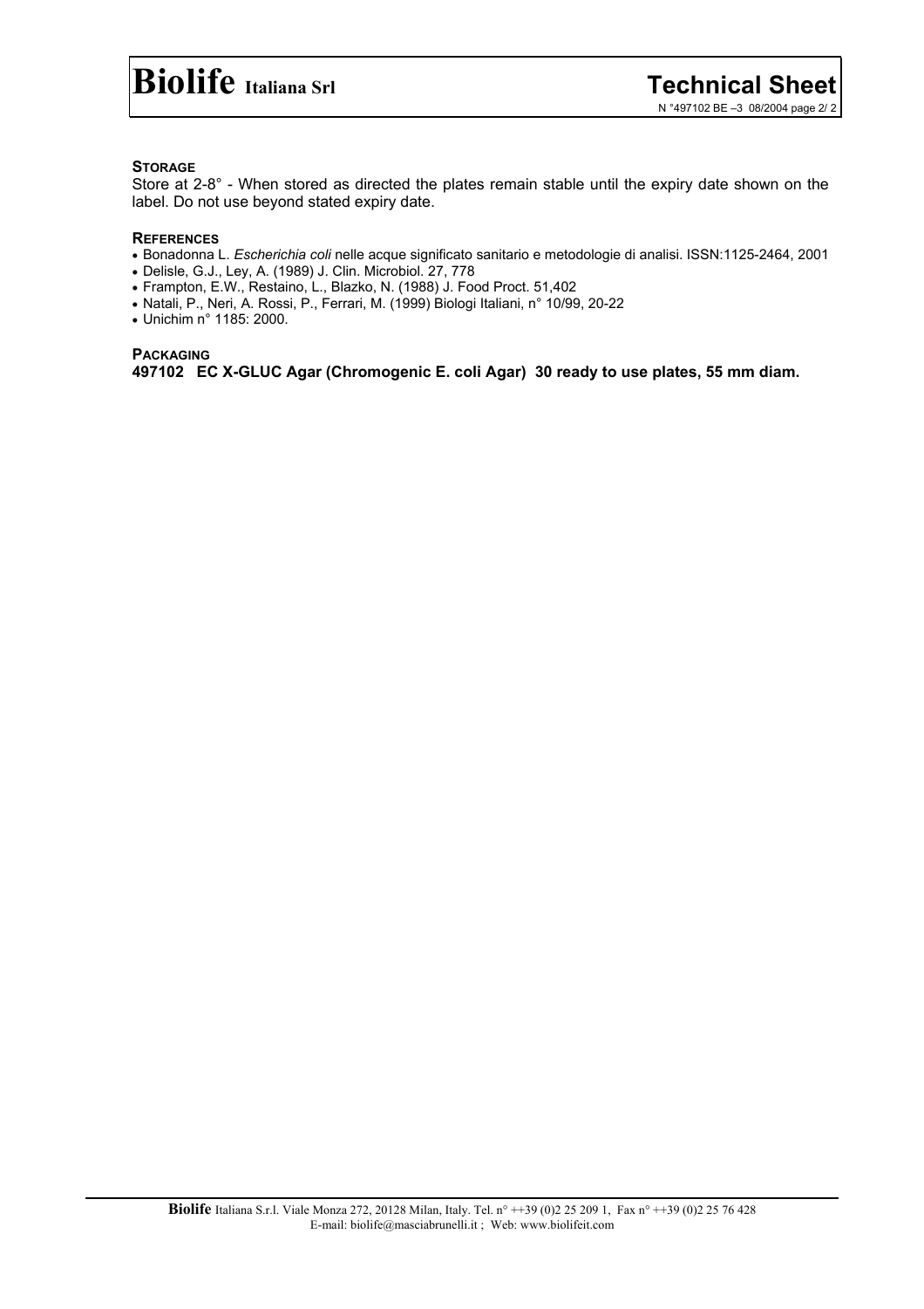### STORAGE

Store at 2-8° - When stored as directed the plates remain stable until the expiry date shown on the label. Do not use beyond stated expiry date.

### REFERENCES

- Bonadonna L. *Escherichia coli* nelle acque significato sanitario e metodologie di analisi. ISSN:1125-2464, 2001
- Delisle, G.J., Ley, A. (1989) J. Clin. Microbiol. 27, 778
- Frampton, E.W., Restaino, L., Blazko, N. (1988) J. Food Proct. 51,402
- Natali, P., Neri, A. Rossi, P., Ferrari, M. (1999) Biologi Italiani, n° 10/99, 20-22
- Unichim n° 1185: 2000.

### PACKAGING

**497102 EC X-GLUC Agar (Chromogenic E. coli Agar) 30 ready to use plates, 55 mm diam.**